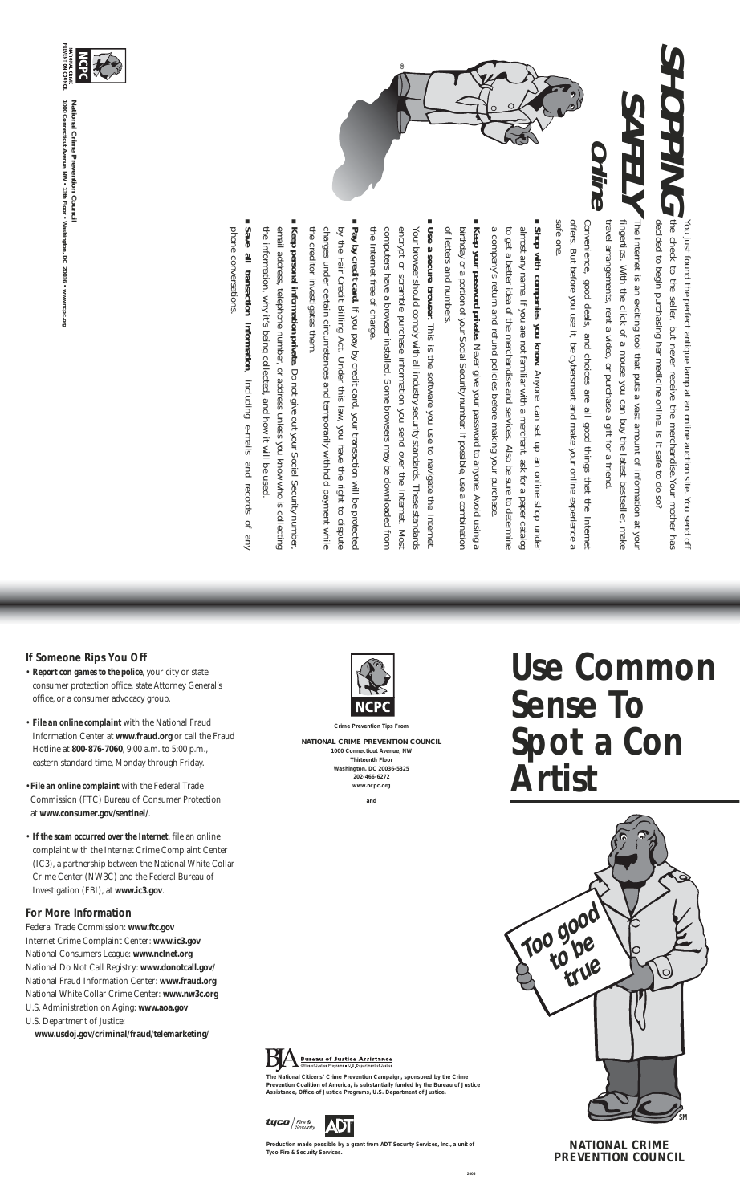# SHOPPING SAFELY Online

You just found the perfect antique lamp at an online auction site. You send off the check to the seller, but never receive the merchandise. Your mother has decided to begin purchasing her medicine online. Is it safe to do so?

The Internet is an exciting tool that puts a vast amount of information at your fingertips. With the click of a mouse you can buy the latest bestseller, make travel arrangements, rent a video, or purchase a gift for a friend.

Convenience, good deals, and choices are all good things that the Internet offers. But before you use it, be cybersmart and make your online experience a safe one.

- **Shop with companies you know.** Anyone can set up an online shop under almost any name. If you are not familiar with a merchant, ask for a paper catalog to get a better idea of the merchandise and services. Also be sure to determine a company's return and refund policies before making your purchase.
- **Keep your password private.** Never give your password to anyone. Avoid using a birthday or a portion of your Social Security number. If possible, use a combination of letters and numbers.
- **Use a secure browser.** This is the software you use to navigate the Internet. Your browser should comply with all industry security standards. These standards encrypt or scramble purchase information you send over the Internet. Most computers have a browser installed. Some browsers may be downloaded from the Internet free of charge.
- **Pay by credit card.** If you pay by credit card, your transaction will be protected by the Fair Credit Billing Act. Under this law, you have the right to dispute charges under certain circumstances and temporarily withhold payment while the creditor investigates them.
- **Keep personal information private.** Do not give out your Social Security number, email address, telephone number, or address unless you know who is collecting the information, why it's being collected, and how it will be used.
- **Save all transaction information,** including e-mails and records of any phone conversations.

**National Crime Prevention Council**
1000 Connecticut Avenue, NW • 13th Floor • Washington, DC 20036 • www.ncpc.org

## If Someone Rips You Off

- **Report con games to the police**, your city or state consumer protection office, state Attorney General's office, or a consumer advocacy group.
- **File an online complaint** with the National Fraud Information Center at **www.fraud.org** or call the Fraud Hotline at **800-876-7060**, 9:00 a.m. to 5:00 p.m., eastern standard time, Monday through Friday.
- **File an online complaint** with the Federal Trade Commission (FTC) Bureau of Consumer Protection at **www.consumer.gov/sentinel/**.
- **If the scam occurred over the Internet**, file an online complaint with the Internet Crime Complaint Center (IC3), a partnership between the National White Collar Crime Center (NW3C) and the Federal Bureau of Investigation (FBI), at **www.ic3.gov**.

## For More Information

Federal Trade Commission: **www.ftc.gov**
Internet Crime Complaint Center: **www.ic3.gov**
National Consumers League: **www.nclnet.org**
National Do Not Call Registry: **www.donotcall.gov/**
National Fraud Information Center: **www.fraud.org**
National White Collar Crime Center: **www.nw3c.org**
U.S. Administration on Aging: **www.aoa.gov**
U.S. Department of Justice:
**www.usdoj.gov/criminal/fraud/telemarketing/**

Crime Prevention Tips From

**NATIONAL CRIME PREVENTION COUNCIL**
1000 Connecticut Avenue, NW
Thirteenth Floor
Washington, DC 20036-5325
202-466-6272
www.ncpc.org

and

**The National Citizens' Crime Prevention Campaign, sponsored by the Crime Prevention Coalition of America, is substantially funded by the Bureau of Justice Assistance, Office of Justice Programs, U.S. Department of Justice.**

**Production made possible by a grant from ADT Security Services, Inc., a unit of Tyco Fire & Security Services.**

2005

# Use Common Sense To Spot a Con Artist

Too good to be true

**NATIONAL CRIME PREVENTION COUNCIL**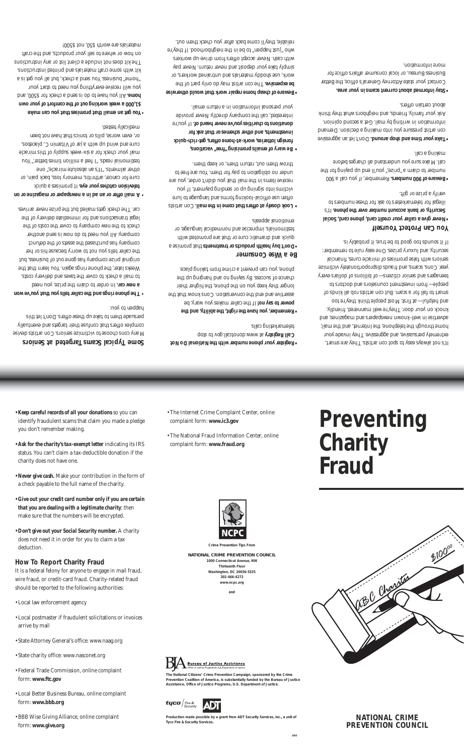It's not always easy to spot con artists. They are smart, extremely persuasive, and aggressive. They invade your home through the telephone, the Internet, and the mail; advertise in well-known newspapers and magazines; and knock on your door. They're well mannered, friendly, and helpful—at first. Most people think they're too smart to fall for a scam. But con artists rob all kinds of people—from investment counselors and doctors to teenagers and senior citizens—of billions of dollars every year. Cons, scams, and frauds disproportionately victimize seniors with false promises of miracle cures, financial security, and luxury prizes. One easy rule to remember: If it sounds too good to be true, it probably is.

## You Can Protect Yourself

- **Never give a caller your credit card, phone card, Social Security, or bank account number over the phone.** It's illegal for telemarketers to ask for these numbers to verify a prize or gift.
- **Beware of 900 numbers.** Remember, if you call a 900 number to claim a "prize," you'll end up paying for the call. Make sure you understand all charges before making a call.
- **Take your time and shop around.** Don't let an aggressive con artist pressure you into making a decision. Demand information in writing by mail. Get a second opinion. Ask your family, friends, and neighbors what they think about certain offers.
- **Stay informed about current scams in your area.** Contact your state Attorney General's office, the Better Business Bureau, or local consumer affairs office for more information.
- **Register your phone number with the National Do Not Call Registry** at www.donotcall.gov to stop telemarketing calls.
- **Remember, you have the right, the ability, and the power to say no!** If the caller makes you wary, be assertive and end the conversation. Cons know that the longer they keep you on the phone, the higher their chance of success. By saying no and hanging up the phone, you can prevent a crime from taking place.

## Be a Wise Consumer

- **Don't buy health products or treatments** that promise a quick and dramatic cure or that are promoted with testimonials, imprecise and nonmedical language, or emotional appeals.
- **Look closely at offers that come in the mail.** Con artists often use official-looking forms and language to lure victims into signing up or sending payment. If you receive items in the mail that you didn't order, you are under no obligation to pay for them. You are free to throw them out, return them, or keep them.
- **Be wary of emails promising "free" vacations, foreign lotteries, work-at-home offers, get-rich-quick investments, and other schemes or that ask for donations to charities you've never heard of.** If you're interested, call the company directly. Never provide your personal information in a return email.
- **Beware of cheap home repair work that would otherwise be expensive.** The con artist may do only part of the work, use shoddy materials and untrained workers, or simply take your deposit and never return. Never pay with cash. Never accept offers from drive-up workers who "just happen" to be in the neighborhood. If they're reliable, they'll come back after you check them out.

## Some Typical Scams Targeted at Seniors

Many cons choose to victimize seniors. Con artists devise complex offers that confuse their targets and eventually persuade them to take up these offers. Don't let this happen to you:

- **The phone rings and the caller tells you that you've won a new car.** In order to claim the prize, you need to mail a check to cover the taxes and delivery costs. Weeks later, the phone rings again. You learn that the original prize company has gone out of business, but the caller tells you not to worry because his or her company has purchased the assets of the defunct company. All you need to do now is send another check to the new company to cover the costs of the legal transactions and for immediate delivery of the car. The check gets mailed but the prize never arrives.
- **A mail offer or an ad in a newspaper or magazine or on television catches your eye.** It promises a quick cure for cancer, arthritis, memory loss, back pain, or other ailments. "It's an absolute miracle," one testimonial reads. "I feel a million times better." You mail your check for a six-week supply of this miracle cure and wind up with a jar of Vitamin C, placebos, or, even worse, pills or tonics that have not been medically tested.
- **You get an email that promises that you can make $1,000 a week working out of the comfort of your own home.** All you have to do is send a check for $500, and you will receive everything you need to start your "home" business. You send a check, but all you get is a kit with some craft materials and printed instructions. The kit does not include a client list or any instructions on how or where to sell your products, and the craft materials are worth $50, not $500!

---

- **Keep careful records of all your donations** so you can identify fraudulent scams that claim you made a pledge you don't remember making.
- **Ask for the charity's tax-exempt letter** indicating its IRS status. You can't claim a tax-deductible donation if the charity does not have one.
- **Never give cash.** Make your contribution in the form of a check payable to the full name of the charity.
- **Give out your credit card number only if you are certain that you are dealing with a legitimate charity**; then make sure that the numbers will be encrypted.
- **Don't give out your Social Security number.** A charity does not need it in order for you to claim a tax deduction.

## How To Report Charity Fraud

It is a federal felony for anyone to engage in mail fraud, wire fraud, or credit-card fraud. Charity-related fraud should be reported to the following authorities:

- Local law enforcement agency
- Local postmaster if fraudulent solicitations or invoices arrive by mail
- State Attorney General's office: www.naag.org
- State charity office: www.nasconet.org
- Federal Trade Commission, online complaint form: **www.ftc.gov**
- Local Better Business Bureau, online complaint form: **www.bbb.org**
- BBB Wise Giving Alliance, online complaint form: **www.give.org**
- The Internet Crime Complaint Center, online complaint form: **www.ic3.gov**
- The National Fraud Information Center, online complaint form: **www.fraud.org**

NCPC

Crime Prevention Tips From

**NATIONAL CRIME PREVENTION COUNCIL**
**1000 Connecticut Avenue, NW**
**Thirteenth Floor**
**Washington, DC 20036-5325**
**202-466-6272**
**www.ncpc.org**

and

BJA Bureau of Justice Assistance

**The National Citizens' Crime Prevention Campaign, sponsored by the Crime Prevention Coalition of America, is substantially funded by the Bureau of Justice Assistance, Office of Justice Programs, U.S. Department of Justice.**

**Production made possible by a grant from ADT Security Services, Inc., a unit of Tyco Fire & Security Services.**

2005

# Preventing Charity Fraud

**NATIONAL CRIME PREVENTION COUNCIL**